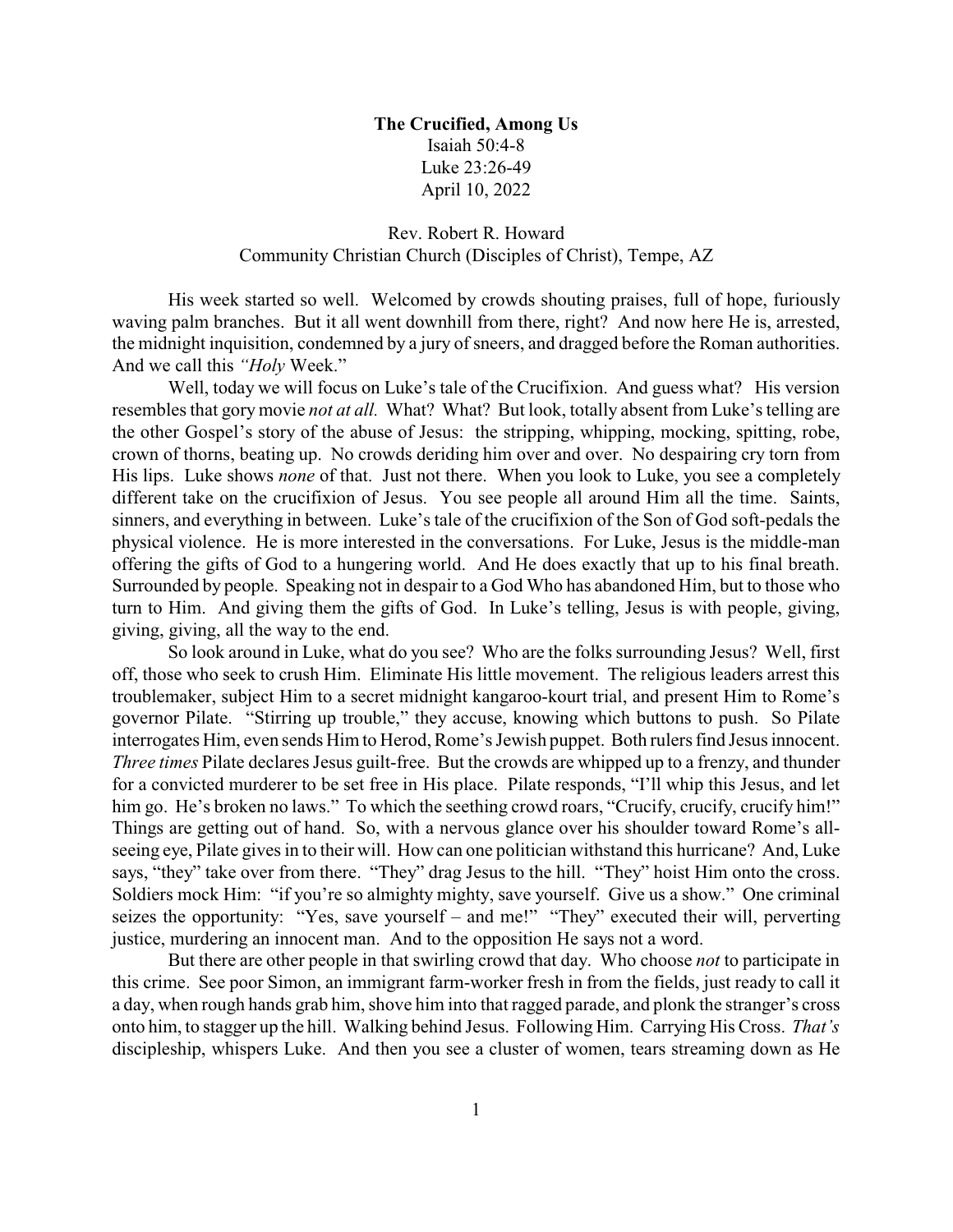**The Crucified, Among Us**

Isaiah 50:4-8
Luke 23:26-49
April 10, 2022

Rev. Robert R. Howard
Community Christian Church (Disciples of Christ), Tempe, AZ

His week started so well. Welcomed by crowds shouting praises, full of hope, furiously waving palm branches. But it all went downhill from there, right? And now here He is, arrested, the midnight inquisition, condemned by a jury of sneers, and dragged before the Roman authorities. And we call this *"Holy* Week."

Well, today we will focus on Luke's tale of the Crucifixion. And guess what? His version resembles that gory movie *not at all.* What? What? But look, totally absent from Luke's telling are the other Gospel's story of the abuse of Jesus: the stripping, whipping, mocking, spitting, robe, crown of thorns, beating up. No crowds deriding him over and over. No despairing cry torn from His lips. Luke shows *none* of that. Just not there. When you look to Luke, you see a completely different take on the crucifixion of Jesus. You see people all around Him all the time. Saints, sinners, and everything in between. Luke's tale of the crucifixion of the Son of God soft-pedals the physical violence. He is more interested in the conversations. For Luke, Jesus is the middle-man offering the gifts of God to a hungering world. And He does exactly that up to his final breath. Surrounded by people. Speaking not in despair to a God Who has abandoned Him, but to those who turn to Him. And giving them the gifts of God. In Luke's telling, Jesus is with people, giving, giving, giving, all the way to the end.

So look around in Luke, what do you see? Who are the folks surrounding Jesus? Well, first off, those who seek to crush Him. Eliminate His little movement. The religious leaders arrest this troublemaker, subject Him to a secret midnight kangaroo-kourt trial, and present Him to Rome's governor Pilate. "Stirring up trouble," they accuse, knowing which buttons to push. So Pilate interrogates Him, even sends Him to Herod, Rome's Jewish puppet. Both rulers find Jesus innocent. *Three times* Pilate declares Jesus guilt-free. But the crowds are whipped up to a frenzy, and thunder for a convicted murderer to be set free in His place. Pilate responds, "I'll whip this Jesus, and let him go. He's broken no laws." To which the seething crowd roars, "Crucify, crucify, crucify him!" Things are getting out of hand. So, with a nervous glance over his shoulder toward Rome's all-seeing eye, Pilate gives in to their will. How can one politician withstand this hurricane? And, Luke says, "they" take over from there. "They" drag Jesus to the hill. "They" hoist Him onto the cross. Soldiers mock Him: "if you're so almighty mighty, save yourself. Give us a show." One criminal seizes the opportunity: "Yes, save yourself – and me!" "They" executed their will, perverting justice, murdering an innocent man. And to the opposition He says not a word.

But there are other people in that swirling crowd that day. Who choose *not* to participate in this crime. See poor Simon, an immigrant farm-worker fresh in from the fields, just ready to call it a day, when rough hands grab him, shove him into that ragged parade, and plonk the stranger's cross onto him, to stagger up the hill. Walking behind Jesus. Following Him. Carrying His Cross. *That's* discipleship, whispers Luke. And then you see a cluster of women, tears streaming down as He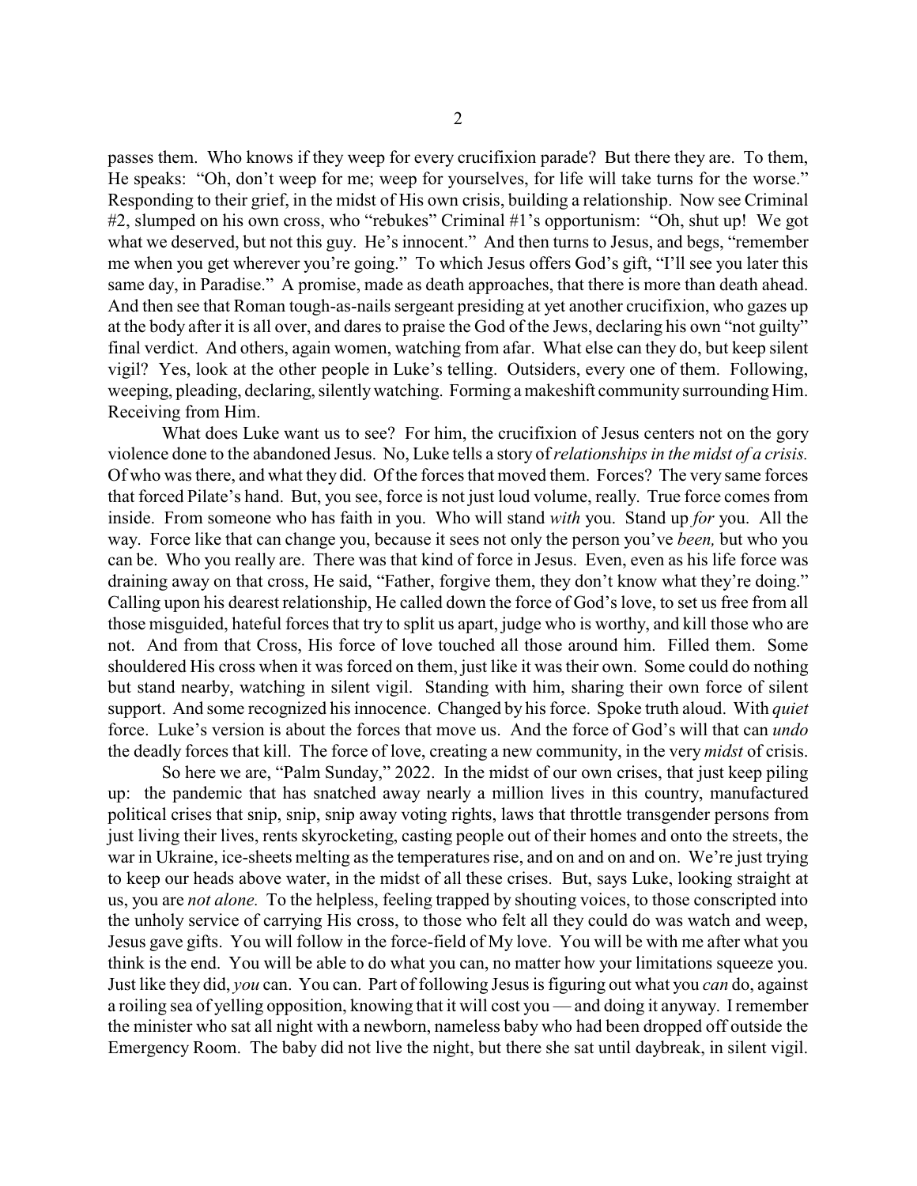passes them. Who knows if they weep for every crucifixion parade? But there they are. To them, He speaks: "Oh, don't weep for me; weep for yourselves, for life will take turns for the worse." Responding to their grief, in the midst of His own crisis, building a relationship. Now see Criminal #2, slumped on his own cross, who "rebukes" Criminal #1's opportunism: "Oh, shut up! We got what we deserved, but not this guy. He's innocent." And then turns to Jesus, and begs, "remember me when you get wherever you're going." To which Jesus offers God's gift, "I'll see you later this same day, in Paradise." A promise, made as death approaches, that there is more than death ahead. And then see that Roman tough-as-nails sergeant presiding at yet another crucifixion, who gazes up at the body after it is all over, and dares to praise the God of the Jews, declaring his own "not guilty" final verdict. And others, again women, watching from afar. What else can they do, but keep silent vigil? Yes, look at the other people in Luke's telling. Outsiders, every one of them. Following, weeping, pleading, declaring, silently watching. Forming a makeshift community surrounding Him. Receiving from Him.

What does Luke want us to see? For him, the crucifixion of Jesus centers not on the gory violence done to the abandoned Jesus. No, Luke tells a story of *relationships in the midst of a crisis.* Of who was there, and what they did. Of the forces that moved them. Forces? The very same forces that forced Pilate's hand. But, you see, force is not just loud volume, really. True force comes from inside. From someone who has faith in you. Who will stand *with* you. Stand up *for* you. All the way. Force like that can change you, because it sees not only the person you've *been,* but who you can be. Who you really are. There was that kind of force in Jesus. Even, even as his life force was draining away on that cross, He said, "Father, forgive them, they don't know what they're doing." Calling upon his dearest relationship, He called down the force of God's love, to set us free from all those misguided, hateful forces that try to split us apart, judge who is worthy, and kill those who are not. And from that Cross, His force of love touched all those around him. Filled them. Some shouldered His cross when it was forced on them, just like it was their own. Some could do nothing but stand nearby, watching in silent vigil. Standing with him, sharing their own force of silent support. And some recognized his innocence. Changed by his force. Spoke truth aloud. With *quiet* force. Luke's version is about the forces that move us. And the force of God's will that can *undo* the deadly forces that kill. The force of love, creating a new community, in the very *midst* of crisis.

So here we are, "Palm Sunday," 2022. In the midst of our own crises, that just keep piling up: the pandemic that has snatched away nearly a million lives in this country, manufactured political crises that snip, snip, snip away voting rights, laws that throttle transgender persons from just living their lives, rents skyrocketing, casting people out of their homes and onto the streets, the war in Ukraine, ice-sheets melting as the temperatures rise, and on and on and on. We're just trying to keep our heads above water, in the midst of all these crises. But, says Luke, looking straight at us, you are *not alone.* To the helpless, feeling trapped by shouting voices, to those conscripted into the unholy service of carrying His cross, to those who felt all they could do was watch and weep, Jesus gave gifts. You will follow in the force-field of My love. You will be with me after what you think is the end. You will be able to do what you can, no matter how your limitations squeeze you. Just like they did, *you* can. You can. Part of following Jesus is figuring out what you *can* do, against a roiling sea of yelling opposition, knowing that it will cost you — and doing it anyway. I remember the minister who sat all night with a newborn, nameless baby who had been dropped off outside the Emergency Room. The baby did not live the night, but there she sat until daybreak, in silent vigil.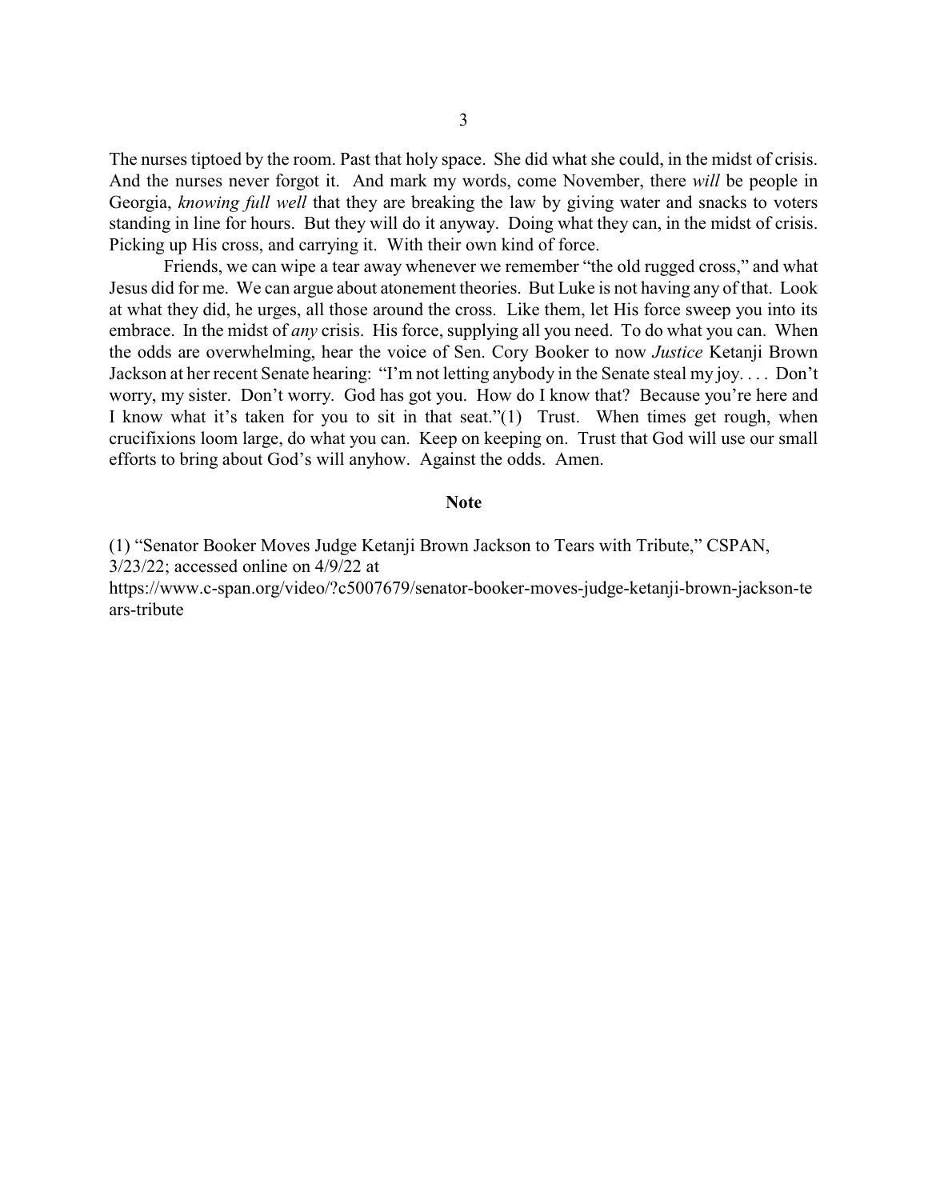The nurses tiptoed by the room. Past that holy space. She did what she could, in the midst of crisis. And the nurses never forgot it. And mark my words, come November, there *will* be people in Georgia, *knowing full well* that they are breaking the law by giving water and snacks to voters standing in line for hours. But they will do it anyway. Doing what they can, in the midst of crisis. Picking up His cross, and carrying it. With their own kind of force.

Friends, we can wipe a tear away whenever we remember "the old rugged cross," and what Jesus did for me. We can argue about atonement theories. But Luke is not having any of that. Look at what they did, he urges, all those around the cross. Like them, let His force sweep you into its embrace. In the midst of *any* crisis. His force, supplying all you need. To do what you can. When the odds are overwhelming, hear the voice of Sen. Cory Booker to now *Justice* Ketanji Brown Jackson at her recent Senate hearing: "I'm not letting anybody in the Senate steal my joy. . . . Don't worry, my sister. Don't worry. God has got you. How do I know that? Because you're here and I know what it's taken for you to sit in that seat."(1) Trust. When times get rough, when crucifixions loom large, do what you can. Keep on keeping on. Trust that God will use our small efforts to bring about God's will anyhow. Against the odds. Amen.

## Note

(1) "Senator Booker Moves Judge Ketanji Brown Jackson to Tears with Tribute," CSPAN, 3/23/22; accessed online on 4/9/22 at https://www.c-span.org/video/?c5007679/senator-booker-moves-judge-ketanji-brown-jackson-tears-tribute